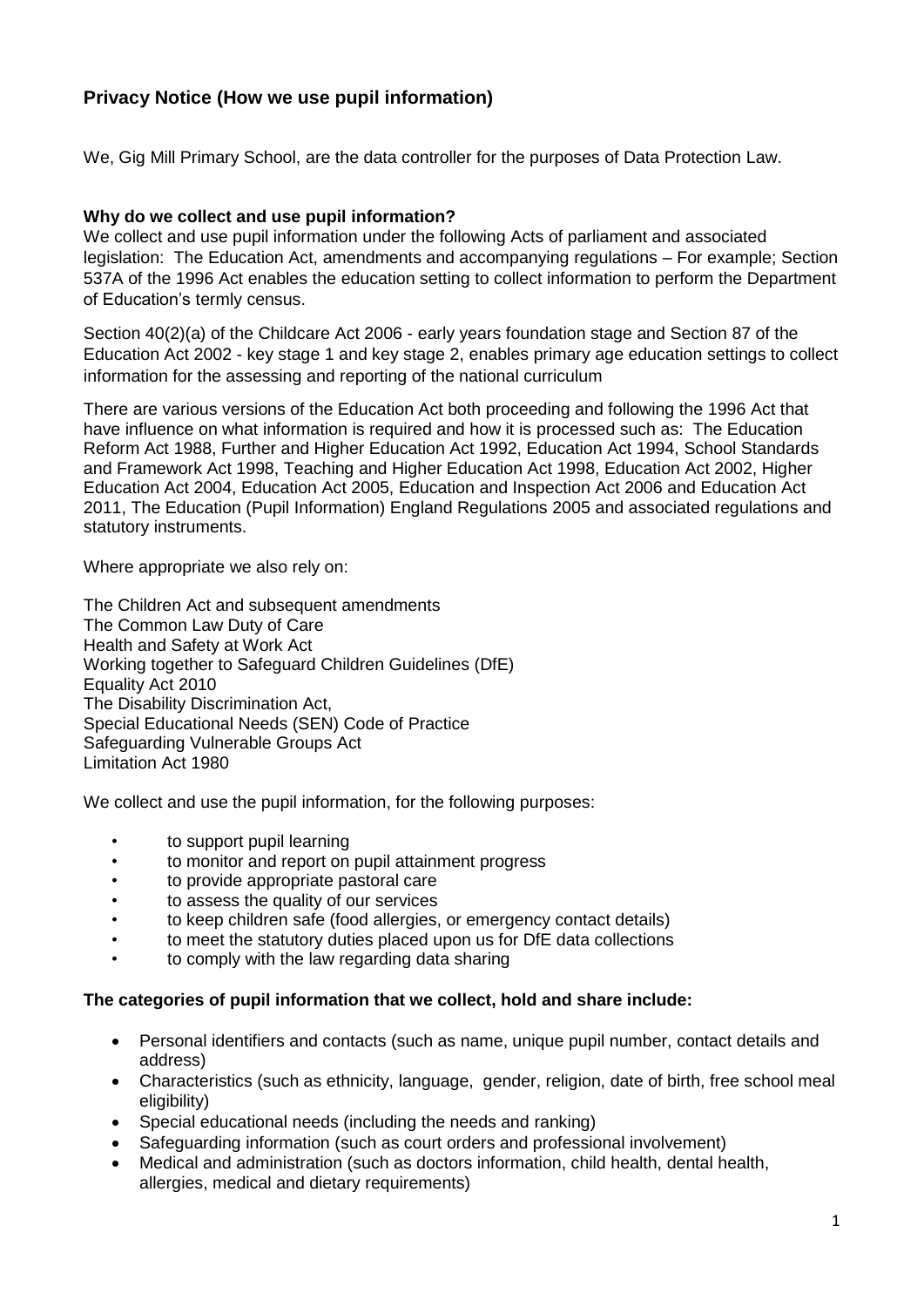## Privacy Notice (How we use pupil information)

We, Gig Mill Primary School, are the data controller for the purposes of Data Protection Law.

**Why do we collect and use pupil information?**

We collect and use pupil information under the following Acts of parliament and associated legislation: The Education Act, amendments and accompanying regulations – For example; Section 537A of the 1996 Act enables the education setting to collect information to perform the Department of Education's termly census.

Section 40(2)(a) of the Childcare Act 2006 - early years foundation stage and Section 87 of the Education Act 2002 - key stage 1 and key stage 2, enables primary age education settings to collect information for the assessing and reporting of the national curriculum

There are various versions of the Education Act both proceeding and following the 1996 Act that have influence on what information is required and how it is processed such as: The Education Reform Act 1988, Further and Higher Education Act 1992, Education Act 1994, School Standards and Framework Act 1998, Teaching and Higher Education Act 1998, Education Act 2002, Higher Education Act 2004, Education Act 2005, Education and Inspection Act 2006 and Education Act 2011, The Education (Pupil Information) England Regulations 2005 and associated regulations and statutory instruments.

Where appropriate we also rely on:

The Children Act and subsequent amendments
The Common Law Duty of Care
Health and Safety at Work Act
Working together to Safeguard Children Guidelines (DfE)
Equality Act 2010
The Disability Discrimination Act,
Special Educational Needs (SEN) Code of Practice
Safeguarding Vulnerable Groups Act
Limitation Act 1980

We collect and use the pupil information, for the following purposes:

- to support pupil learning
- to monitor and report on pupil attainment progress
- to provide appropriate pastoral care
- to assess the quality of our services
- to keep children safe (food allergies, or emergency contact details)
- to meet the statutory duties placed upon us for DfE data collections
- to comply with the law regarding data sharing

**The categories of pupil information that we collect, hold and share include:**

- Personal identifiers and contacts (such as name, unique pupil number, contact details and address)
- Characteristics (such as ethnicity, language, gender, religion, date of birth, free school meal eligibility)
- Special educational needs (including the needs and ranking)
- Safeguarding information (such as court orders and professional involvement)
- Medical and administration (such as doctors information, child health, dental health, allergies, medical and dietary requirements)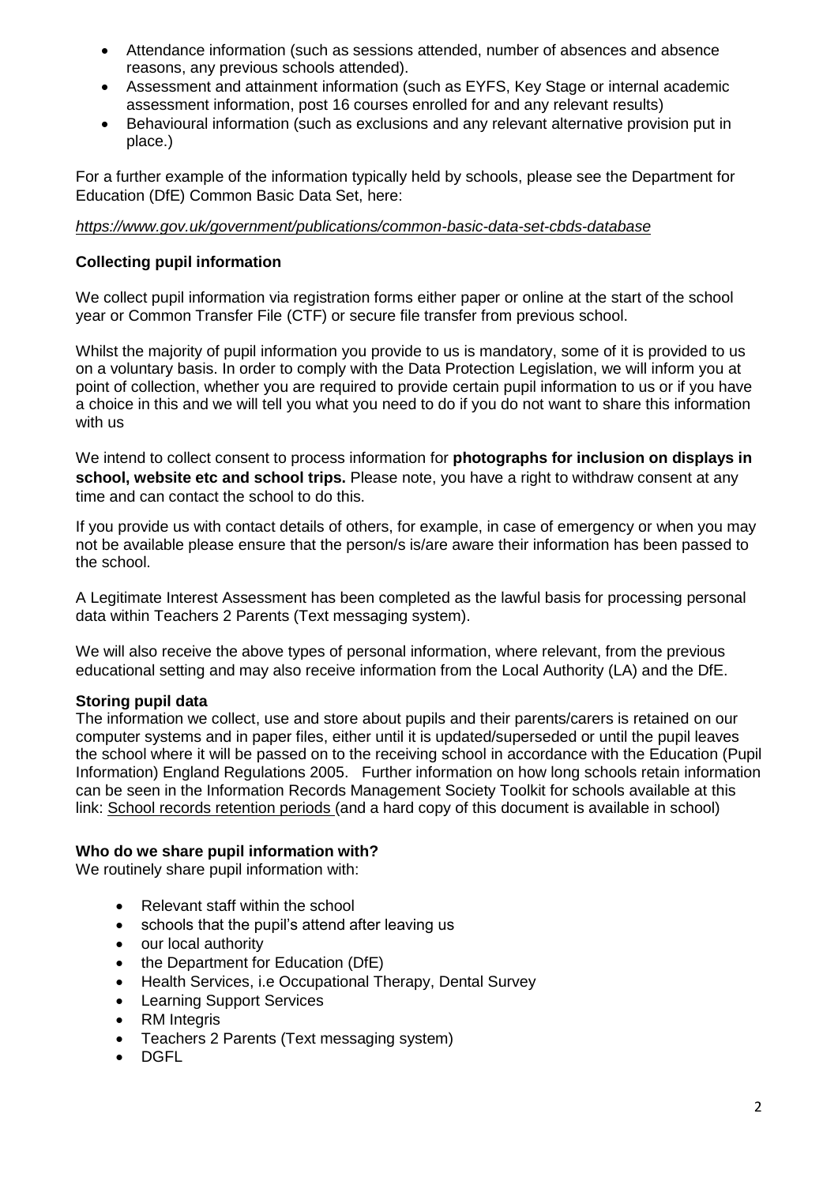- Attendance information (such as sessions attended, number of absences and absence reasons, any previous schools attended).
- Assessment and attainment information (such as EYFS, Key Stage or internal academic assessment information, post 16 courses enrolled for and any relevant results)
- Behavioural information (such as exclusions and any relevant alternative provision put in place.)

For a further example of the information typically held by schools, please see the Department for Education (DfE) Common Basic Data Set, here:

*https://www.gov.uk/government/publications/common-basic-data-set-cbds-database*

**Collecting pupil information**

We collect pupil information via registration forms either paper or online at the start of the school year or Common Transfer File (CTF) or secure file transfer from previous school.

Whilst the majority of pupil information you provide to us is mandatory, some of it is provided to us on a voluntary basis. In order to comply with the Data Protection Legislation, we will inform you at point of collection, whether you are required to provide certain pupil information to us or if you have a choice in this and we will tell you what you need to do if you do not want to share this information with us

We intend to collect consent to process information for **photographs for inclusion on displays in school, website etc and school trips.** Please note, you have a right to withdraw consent at any time and can contact the school to do this.

If you provide us with contact details of others, for example, in case of emergency or when you may not be available please ensure that the person/s is/are aware their information has been passed to the school.

A Legitimate Interest Assessment has been completed as the lawful basis for processing personal data within Teachers 2 Parents (Text messaging system).

We will also receive the above types of personal information, where relevant, from the previous educational setting and may also receive information from the Local Authority (LA) and the DfE.

**Storing pupil data**

The information we collect, use and store about pupils and their parents/carers is retained on our computer systems and in paper files, either until it is updated/superseded or until the pupil leaves the school where it will be passed on to the receiving school in accordance with the Education (Pupil Information) England Regulations 2005. Further information on how long schools retain information can be seen in the Information Records Management Society Toolkit for schools available at this link: School records retention periods (and a hard copy of this document is available in school)

**Who do we share pupil information with?**

We routinely share pupil information with:

- Relevant staff within the school
- schools that the pupil's attend after leaving us
- our local authority
- the Department for Education (DfE)
- Health Services, i.e Occupational Therapy, Dental Survey
- Learning Support Services
- RM Integris
- Teachers 2 Parents (Text messaging system)
- DGFL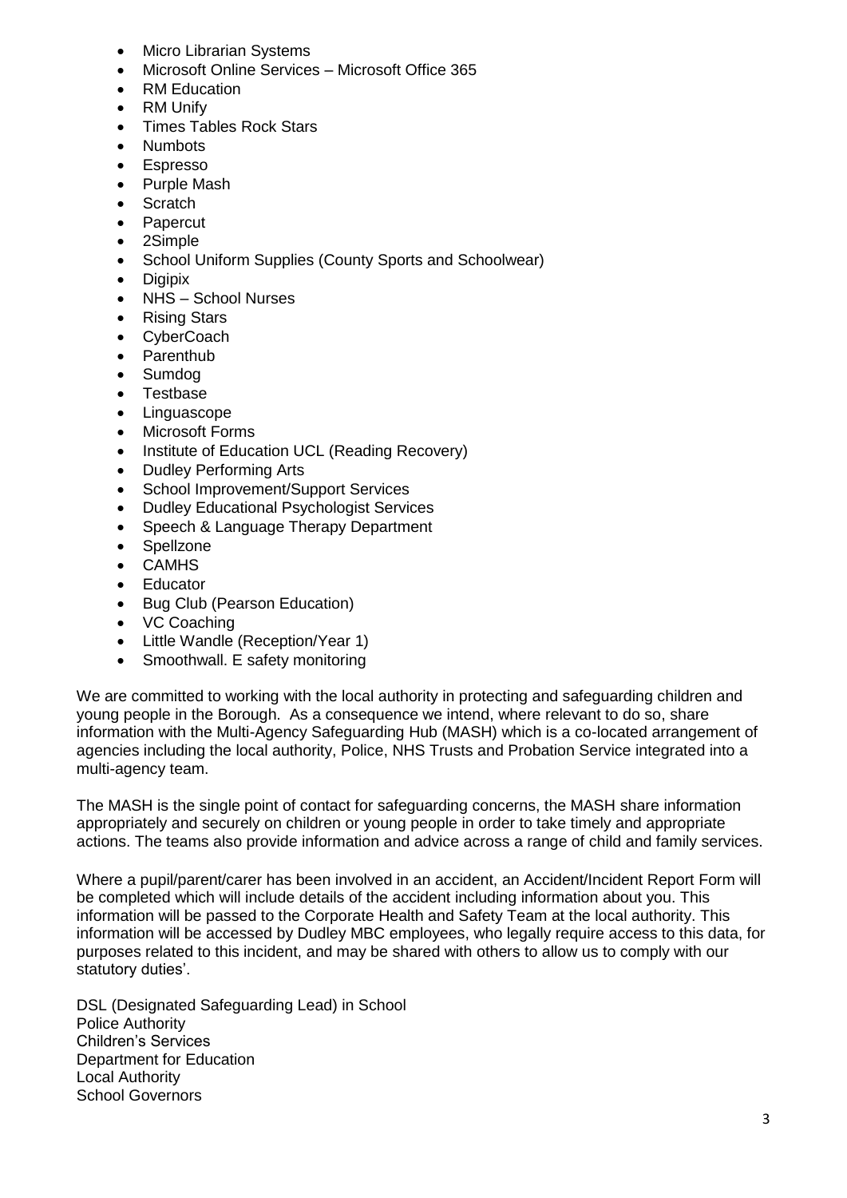- Micro Librarian Systems
- Microsoft Online Services – Microsoft Office 365
- RM Education
- RM Unify
- Times Tables Rock Stars
- Numbots
- Espresso
- Purple Mash
- Scratch
- Papercut
- 2Simple
- School Uniform Supplies (County Sports and Schoolwear)
- Digipix
- NHS – School Nurses
- Rising Stars
- CyberCoach
- Parenthub
- Sumdog
- Testbase
- Linguascope
- Microsoft Forms
- Institute of Education UCL (Reading Recovery)
- Dudley Performing Arts
- School Improvement/Support Services
- Dudley Educational Psychologist Services
- Speech & Language Therapy Department
- Spellzone
- CAMHS
- Educator
- Bug Club (Pearson Education)
- VC Coaching
- Little Wandle (Reception/Year 1)
- Smoothwall. E safety monitoring

We are committed to working with the local authority in protecting and safeguarding children and young people in the Borough. As a consequence we intend, where relevant to do so, share information with the Multi-Agency Safeguarding Hub (MASH) which is a co-located arrangement of agencies including the local authority, Police, NHS Trusts and Probation Service integrated into a multi-agency team.

The MASH is the single point of contact for safeguarding concerns, the MASH share information appropriately and securely on children or young people in order to take timely and appropriate actions. The teams also provide information and advice across a range of child and family services.

Where a pupil/parent/carer has been involved in an accident, an Accident/Incident Report Form will be completed which will include details of the accident including information about you. This information will be passed to the Corporate Health and Safety Team at the local authority. This information will be accessed by Dudley MBC employees, who legally require access to this data, for purposes related to this incident, and may be shared with others to allow us to comply with our statutory duties'.

DSL (Designated Safeguarding Lead) in School
Police Authority
Children's Services
Department for Education
Local Authority
School Governors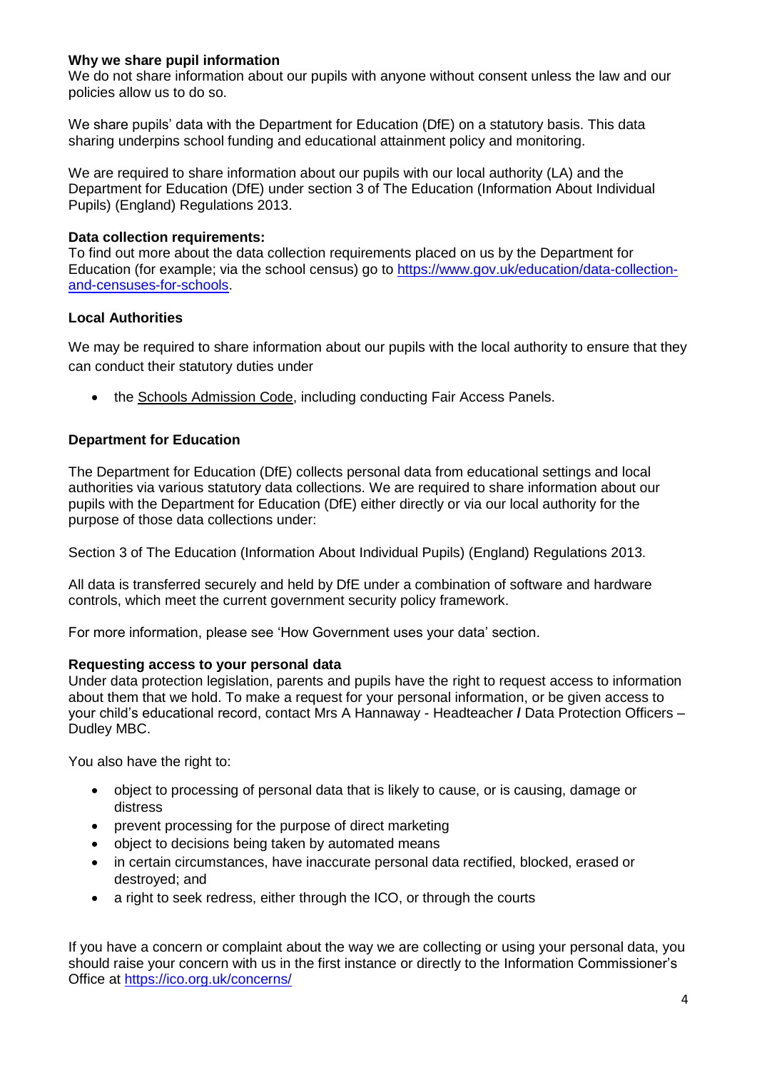**Why we share pupil information**
We do not share information about our pupils with anyone without consent unless the law and our policies allow us to do so.

We share pupils' data with the Department for Education (DfE) on a statutory basis. This data sharing underpins school funding and educational attainment policy and monitoring.

We are required to share information about our pupils with our local authority (LA) and the Department for Education (DfE) under section 3 of The Education (Information About Individual Pupils) (England) Regulations 2013.

**Data collection requirements:**
To find out more about the data collection requirements placed on us by the Department for Education (for example; via the school census) go to [https://www.gov.uk/education/data-collection-and-censuses-for-schools](https://www.gov.uk/education/data-collection-and-censuses-for-schools).

**Local Authorities**

We may be required to share information about our pupils with the local authority to ensure that they can conduct their statutory duties under

- the Schools Admission Code, including conducting Fair Access Panels.

**Department for Education**

The Department for Education (DfE) collects personal data from educational settings and local authorities via various statutory data collections. We are required to share information about our pupils with the Department for Education (DfE) either directly or via our local authority for the purpose of those data collections under:

Section 3 of The Education (Information About Individual Pupils) (England) Regulations 2013.

All data is transferred securely and held by DfE under a combination of software and hardware controls, which meet the current government security policy framework.

For more information, please see 'How Government uses your data' section.

**Requesting access to your personal data**
Under data protection legislation, parents and pupils have the right to request access to information about them that we hold. To make a request for your personal information, or be given access to your child's educational record, contact Mrs A Hannaway - Headteacher **/** Data Protection Officers – Dudley MBC.

You also have the right to:

- object to processing of personal data that is likely to cause, or is causing, damage or distress
- prevent processing for the purpose of direct marketing
- object to decisions being taken by automated means
- in certain circumstances, have inaccurate personal data rectified, blocked, erased or destroyed; and
- a right to seek redress, either through the ICO, or through the courts

If you have a concern or complaint about the way we are collecting or using your personal data, you should raise your concern with us in the first instance or directly to the Information Commissioner's Office at [https://ico.org.uk/concerns/](https://ico.org.uk/concerns/)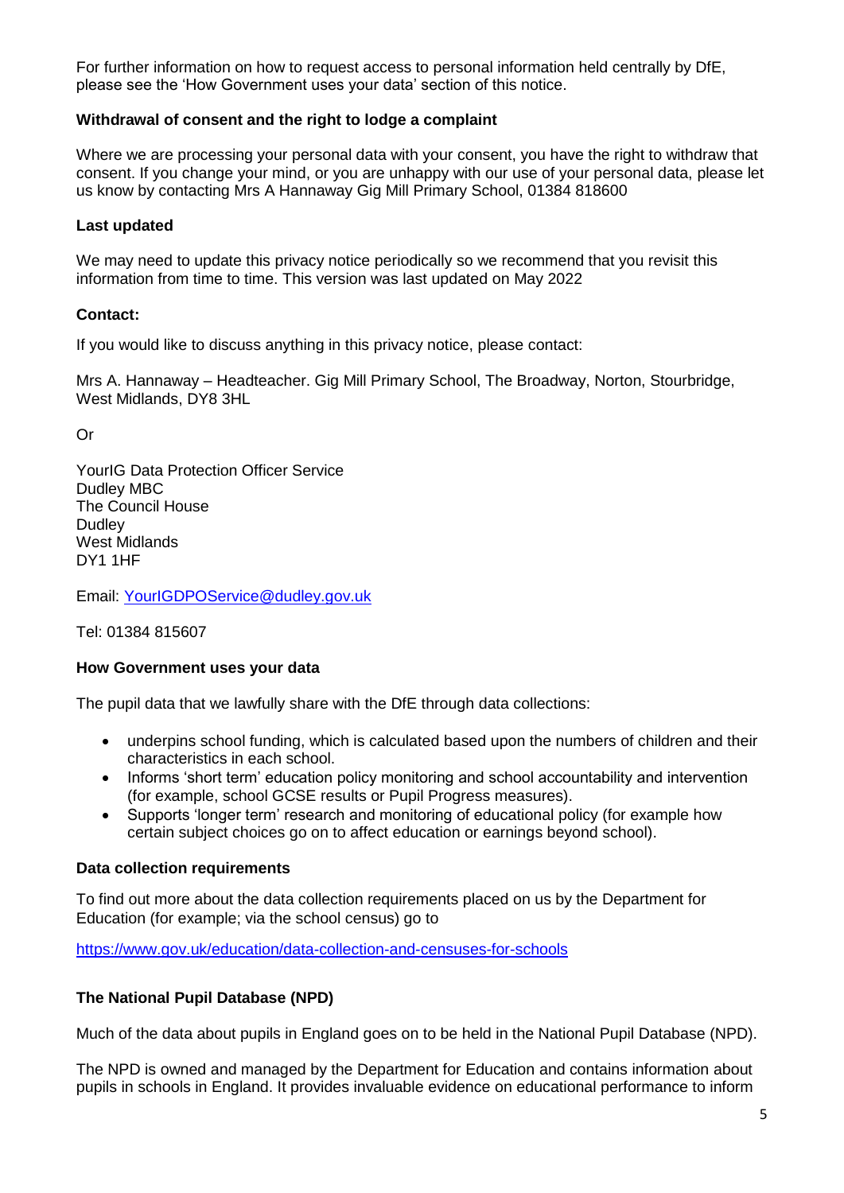For further information on how to request access to personal information held centrally by DfE, please see the 'How Government uses your data' section of this notice.

**Withdrawal of consent and the right to lodge a complaint**

Where we are processing your personal data with your consent, you have the right to withdraw that consent. If you change your mind, or you are unhappy with our use of your personal data, please let us know by contacting Mrs A Hannaway Gig Mill Primary School, 01384 818600

**Last updated**

We may need to update this privacy notice periodically so we recommend that you revisit this information from time to time. This version was last updated on May 2022

**Contact:**

If you would like to discuss anything in this privacy notice, please contact:

Mrs A. Hannaway – Headteacher. Gig Mill Primary School, The Broadway, Norton, Stourbridge, West Midlands, DY8 3HL

Or

YourIG Data Protection Officer Service
Dudley MBC
The Council House
Dudley
West Midlands
DY1 1HF

Email: [YourIGDPOService@dudley.gov.uk](mailto:YourIGDPOService@dudley.gov.uk)

Tel: 01384 815607

**How Government uses your data**

The pupil data that we lawfully share with the DfE through data collections:

- underpins school funding, which is calculated based upon the numbers of children and their characteristics in each school.
- Informs 'short term' education policy monitoring and school accountability and intervention (for example, school GCSE results or Pupil Progress measures).
- Supports 'longer term' research and monitoring of educational policy (for example how certain subject choices go on to affect education or earnings beyond school).

**Data collection requirements**

To find out more about the data collection requirements placed on us by the Department for Education (for example; via the school census) go to

https://www.gov.uk/education/data-collection-and-censuses-for-schools

**The National Pupil Database (NPD)**

Much of the data about pupils in England goes on to be held in the National Pupil Database (NPD).

The NPD is owned and managed by the Department for Education and contains information about pupils in schools in England. It provides invaluable evidence on educational performance to inform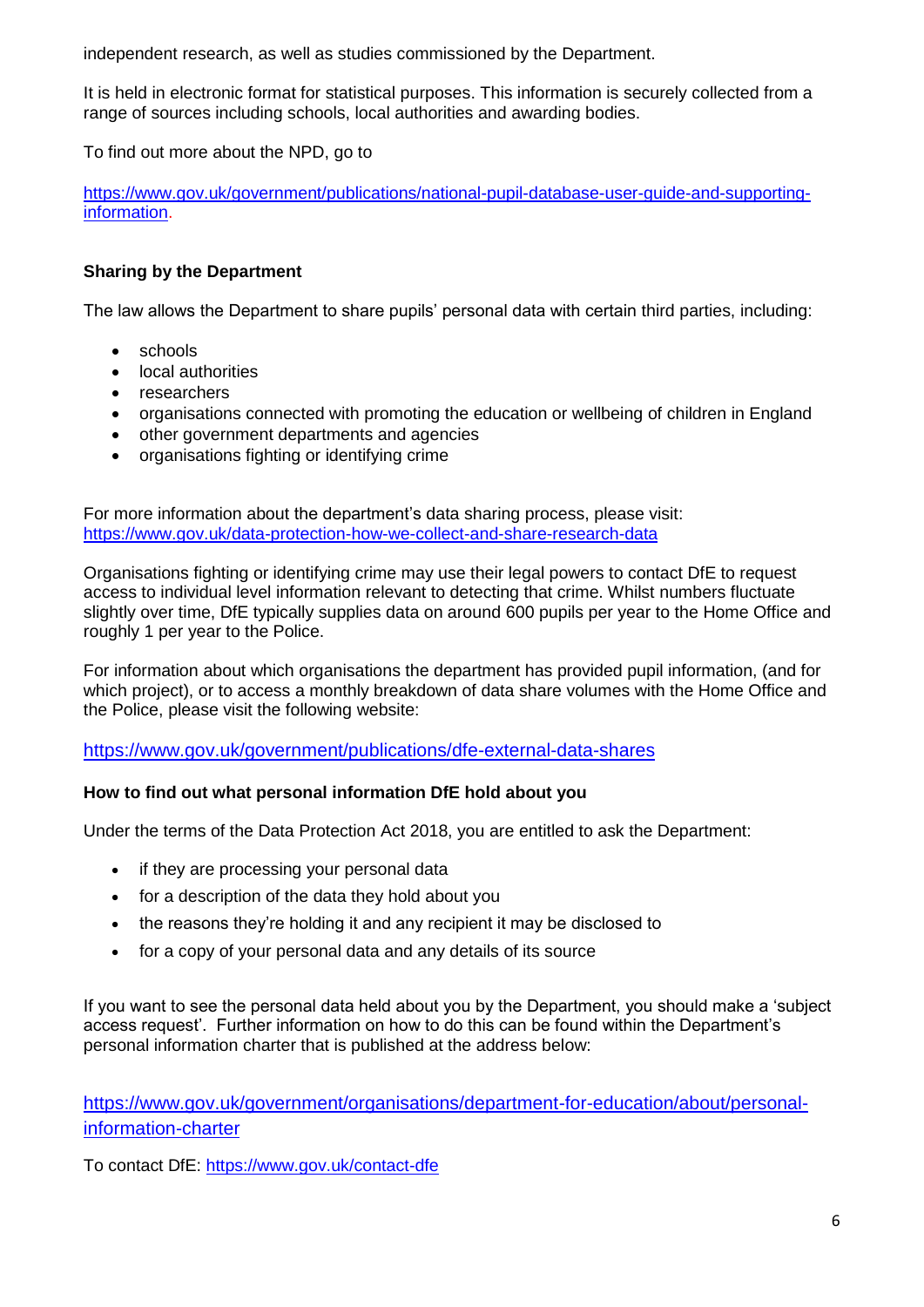independent research, as well as studies commissioned by the Department.

It is held in electronic format for statistical purposes. This information is securely collected from a range of sources including schools, local authorities and awarding bodies.

To find out more about the NPD, go to

https://www.gov.uk/government/publications/national-pupil-database-user-guide-and-supporting-information.

**Sharing by the Department**

The law allows the Department to share pupils' personal data with certain third parties, including:

- schools
- local authorities
- researchers
- organisations connected with promoting the education or wellbeing of children in England
- other government departments and agencies
- organisations fighting or identifying crime

For more information about the department's data sharing process, please visit: https://www.gov.uk/data-protection-how-we-collect-and-share-research-data

Organisations fighting or identifying crime may use their legal powers to contact DfE to request access to individual level information relevant to detecting that crime. Whilst numbers fluctuate slightly over time, DfE typically supplies data on around 600 pupils per year to the Home Office and roughly 1 per year to the Police.

For information about which organisations the department has provided pupil information, (and for which project), or to access a monthly breakdown of data share volumes with the Home Office and the Police, please visit the following website:

https://www.gov.uk/government/publications/dfe-external-data-shares

**How to find out what personal information DfE hold about you**

Under the terms of the Data Protection Act 2018, you are entitled to ask the Department:

- if they are processing your personal data
- for a description of the data they hold about you
- the reasons they're holding it and any recipient it may be disclosed to
- for a copy of your personal data and any details of its source

If you want to see the personal data held about you by the Department, you should make a 'subject access request'. Further information on how to do this can be found within the Department's personal information charter that is published at the address below:

https://www.gov.uk/government/organisations/department-for-education/about/personal-information-charter

To contact DfE: https://www.gov.uk/contact-dfe